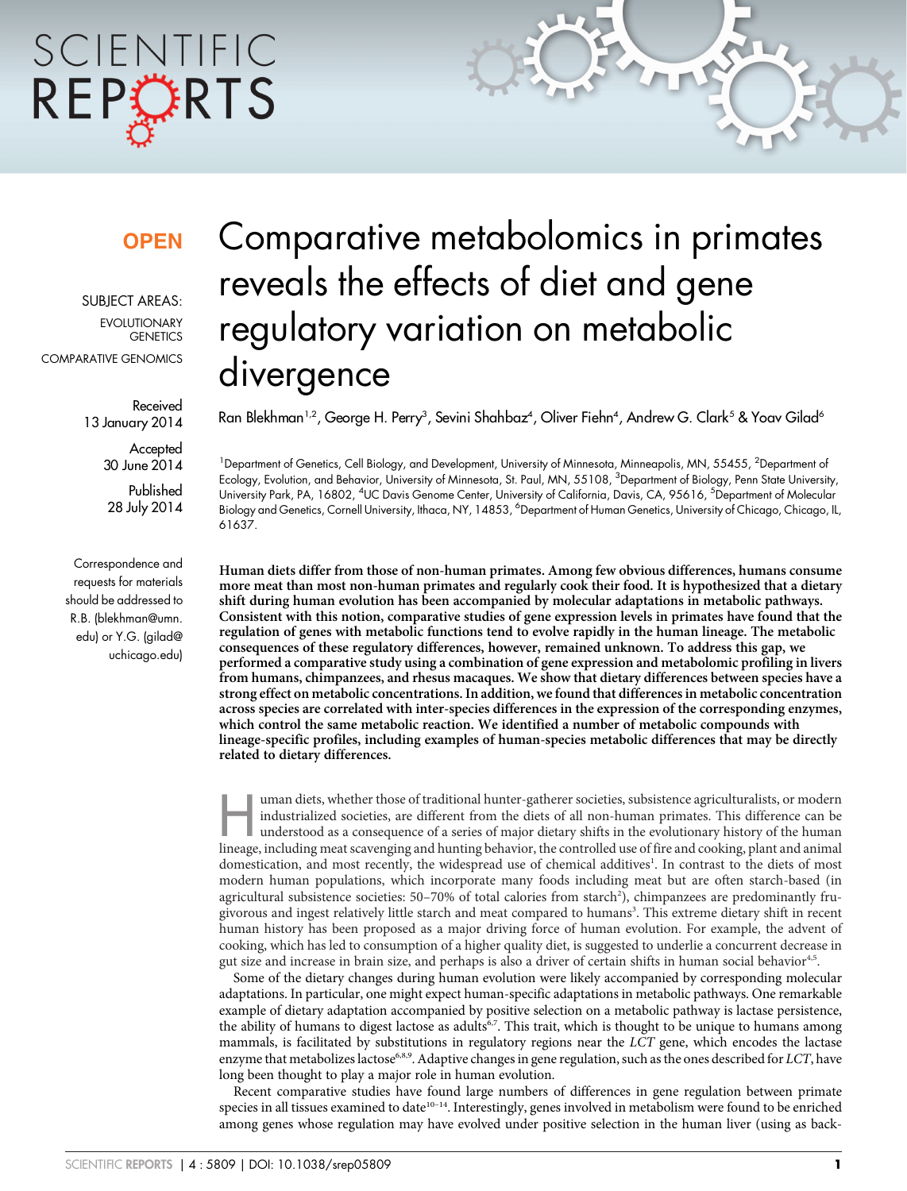SCIENTIFIC REPORTS

OPEN

SUBJECT AREAS:

EVOLUTIONARY GENETICS

COMPARATIVE GENOMICS

Received 13 January 2014

Accepted 30 June 2014

Published 28 July 2014

Correspondence and requests for materials should be addressed to R.B. (blekhman@umn.edu) or Y.G. (gilad@uchicago.edu)

# Comparative metabolomics in primates reveals the effects of diet and gene regulatory variation on metabolic divergence

Ran Blekhman[1,2], George H. Perry[3], Sevini Shahbaz[4], Oliver Fiehn[4], Andrew G. Clark[5] & Yoav Gilad[6]

[1]Department of Genetics, Cell Biology, and Development, University of Minnesota, Minneapolis, MN, 55455, [2]Department of Ecology, Evolution, and Behavior, University of Minnesota, St. Paul, MN, 55108, [3]Department of Biology, Penn State University, University Park, PA, 16802, [4]UC Davis Genome Center, University of California, Davis, CA, 95616, [5]Department of Molecular Biology and Genetics, Cornell University, Ithaca, NY, 14853, [6]Department of Human Genetics, University of Chicago, Chicago, IL, 61637.

**Human diets differ from those of non-human primates. Among few obvious differences, humans consume more meat than most non-human primates and regularly cook their food. It is hypothesized that a dietary shift during human evolution has been accompanied by molecular adaptations in metabolic pathways. Consistent with this notion, comparative studies of gene expression levels in primates have found that the regulation of genes with metabolic functions tend to evolve rapidly in the human lineage. The metabolic consequences of these regulatory differences, however, remained unknown. To address this gap, we performed a comparative study using a combination of gene expression and metabolomic profiling in livers from humans, chimpanzees, and rhesus macaques. We show that dietary differences between species have a strong effect on metabolic concentrations. In addition, we found that differences in metabolic concentration across species are correlated with inter-species differences in the expression of the corresponding enzymes, which control the same metabolic reaction. We identified a number of metabolic compounds with lineage-specific profiles, including examples of human-species metabolic differences that may be directly related to dietary differences.**

Human diets, whether those of traditional hunter-gatherer societies, subsistence agriculturalists, or modern industrialized societies, are different from the diets of all non-human primates. This difference can be understood as a consequence of a series of major dietary shifts in the evolutionary history of the human lineage, including meat scavenging and hunting behavior, the controlled use of fire and cooking, plant and animal domestication, and most recently, the widespread use of chemical additives[1]. In contrast to the diets of most modern human populations, which incorporate many foods including meat but are often starch-based (in agricultural subsistence societies: 50–70% of total calories from starch[2]), chimpanzees are predominantly frugivorous and ingest relatively little starch and meat compared to humans[3]. This extreme dietary shift in recent human history has been proposed as a major driving force of human evolution. For example, the advent of cooking, which has led to consumption of a higher quality diet, is suggested to underlie a concurrent decrease in gut size and increase in brain size, and perhaps is also a driver of certain shifts in human social behavior[4,5].

Some of the dietary changes during human evolution were likely accompanied by corresponding molecular adaptations. In particular, one might expect human-specific adaptations in metabolic pathways. One remarkable example of dietary adaptation accompanied by positive selection on a metabolic pathway is lactase persistence, the ability of humans to digest lactose as adults[6,7]. This trait, which is thought to be unique to humans among mammals, is facilitated by substitutions in regulatory regions near the *LCT* gene, which encodes the lactase enzyme that metabolizes lactose[6,8,9]. Adaptive changes in gene regulation, such as the ones described for *LCT*, have long been thought to play a major role in human evolution.

Recent comparative studies have found large numbers of differences in gene regulation between primate species in all tissues examined to date[10–14]. Interestingly, genes involved in metabolism were found to be enriched among genes whose regulation may have evolved under positive selection in the human liver (using as back-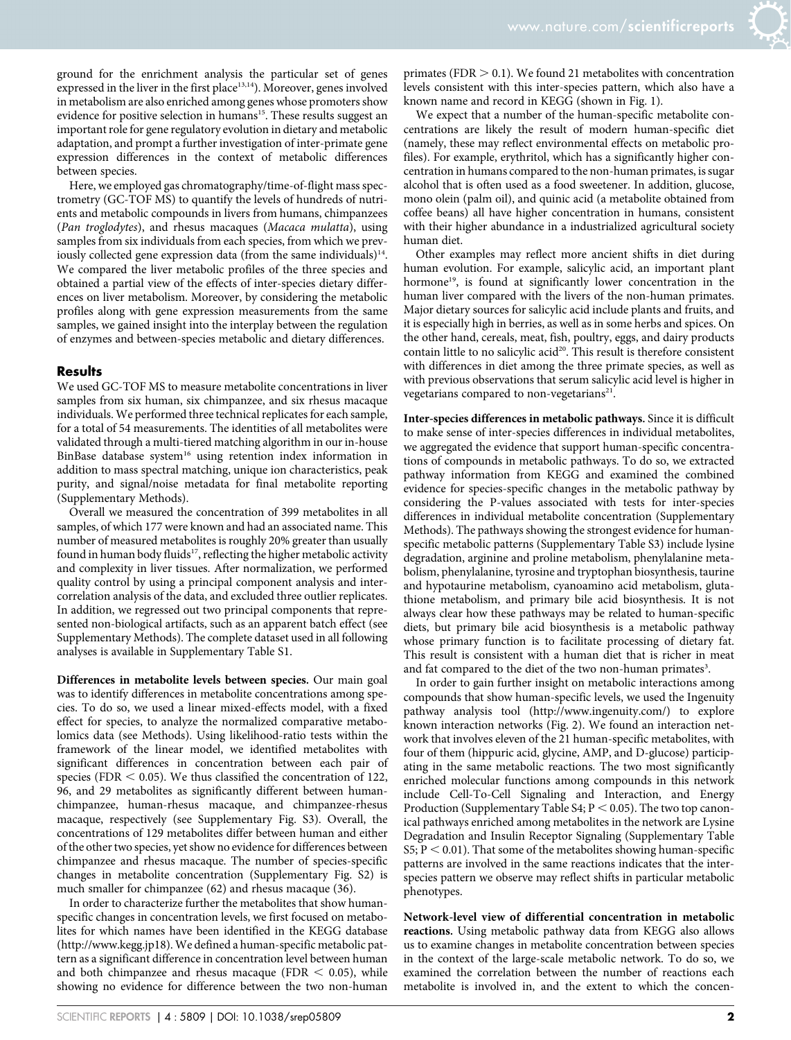ground for the enrichment analysis the particular set of genes expressed in the liver in the first place[13,14]). Moreover, genes involved in metabolism are also enriched among genes whose promoters show evidence for positive selection in humans[15]. These results suggest an important role for gene regulatory evolution in dietary and metabolic adaptation, and prompt a further investigation of inter-primate gene expression differences in the context of metabolic differences between species.

Here, we employed gas chromatography/time-of-flight mass spectrometry (GC-TOF MS) to quantify the levels of hundreds of nutrients and metabolic compounds in livers from humans, chimpanzees (*Pan troglodytes*), and rhesus macaques (*Macaca mulatta*), using samples from six individuals from each species, from which we previously collected gene expression data (from the same individuals)[14]. We compared the liver metabolic profiles of the three species and obtained a partial view of the effects of inter-species dietary differences on liver metabolism. Moreover, by considering the metabolic profiles along with gene expression measurements from the same samples, we gained insight into the interplay between the regulation of enzymes and between-species metabolic and dietary differences.

## Results

We used GC-TOF MS to measure metabolite concentrations in liver samples from six human, six chimpanzee, and six rhesus macaque individuals. We performed three technical replicates for each sample, for a total of 54 measurements. The identities of all metabolites were validated through a multi-tiered matching algorithm in our in-house BinBase database system[16] using retention index information in addition to mass spectral matching, unique ion characteristics, peak purity, and signal/noise metadata for final metabolite reporting (Supplementary Methods).

Overall we measured the concentration of 399 metabolites in all samples, of which 177 were known and had an associated name. This number of measured metabolites is roughly 20% greater than usually found in human body fluids[17], reflecting the higher metabolic activity and complexity in liver tissues. After normalization, we performed quality control by using a principal component analysis and inter-correlation analysis of the data, and excluded three outlier replicates. In addition, we regressed out two principal components that represented non-biological artifacts, such as an apparent batch effect (see Supplementary Methods). The complete dataset used in all following analyses is available in Supplementary Table S1.

**Differences in metabolite levels between species.** Our main goal was to identify differences in metabolite concentrations among species. To do so, we used a linear mixed-effects model, with a fixed effect for species, to analyze the normalized comparative metabolomics data (see Methods). Using likelihood-ratio tests within the framework of the linear model, we identified metabolites with significant differences in concentration between each pair of species ($FDR < 0.05$). We thus classified the concentration of 122, 96, and 29 metabolites as significantly different between human-chimpanzee, human-rhesus macaque, and chimpanzee-rhesus macaque, respectively (see Supplementary Fig. S3). Overall, the concentrations of 129 metabolites differ between human and either of the other two species, yet show no evidence for differences between chimpanzee and rhesus macaque. The number of species-specific changes in metabolite concentration (Supplementary Fig. S2) is much smaller for chimpanzee (62) and rhesus macaque (36).

In order to characterize further the metabolites that show human-specific changes in concentration levels, we first focused on metabolites for which names have been identified in the KEGG database (http://www.kegg.jp18). We defined a human-specific metabolic pattern as a significant difference in concentration level between human and both chimpanzee and rhesus macaque ($FDR < 0.05$), while showing no evidence for difference between the two non-human primates ($FDR > 0.1$). We found 21 metabolites with concentration levels consistent with this inter-species pattern, which also have a known name and record in KEGG (shown in Fig. 1).

We expect that a number of the human-specific metabolite concentrations are likely the result of modern human-specific diet (namely, these may reflect environmental effects on metabolic profiles). For example, erythritol, which has a significantly higher concentration in humans compared to the non-human primates, is sugar alcohol that is often used as a food sweetener. In addition, glucose, mono olein (palm oil), and quinic acid (a metabolite obtained from coffee beans) all have higher concentration in humans, consistent with their higher abundance in a industrialized agricultural society human diet.

Other examples may reflect more ancient shifts in diet during human evolution. For example, salicylic acid, an important plant hormone[19], is found at significantly lower concentration in the human liver compared with the livers of the non-human primates. Major dietary sources for salicylic acid include plants and fruits, and it is especially high in berries, as well as in some herbs and spices. On the other hand, cereals, meat, fish, poultry, eggs, and dairy products contain little to no salicylic acid[20]. This result is therefore consistent with differences in diet among the three primate species, as well as with previous observations that serum salicylic acid level is higher in vegetarians compared to non-vegetarians[21].

**Inter-species differences in metabolic pathways.** Since it is difficult to make sense of inter-species differences in individual metabolites, we aggregated the evidence that support human-specific concentrations of compounds in metabolic pathways. To do so, we extracted pathway information from KEGG and examined the combined evidence for species-specific changes in the metabolic pathway by considering the P-values associated with tests for inter-species differences in individual metabolite concentration (Supplementary Methods). The pathways showing the strongest evidence for human-specific metabolic patterns (Supplementary Table S3) include lysine degradation, arginine and proline metabolism, phenylalanine metabolism, phenylalanine, tyrosine and tryptophan biosynthesis, taurine and hypotaurine metabolism, cyanoamino acid metabolism, glutathione metabolism, and primary bile acid biosynthesis. It is not always clear how these pathways may be related to human-specific diets, but primary bile acid biosynthesis is a metabolic pathway whose primary function is to facilitate processing of dietary fat. This result is consistent with a human diet that is richer in meat and fat compared to the diet of the two non-human primates[3].

In order to gain further insight on metabolic interactions among compounds that show human-specific levels, we used the Ingenuity pathway analysis tool (http://www.ingenuity.com/) to explore known interaction networks (Fig. 2). We found an interaction network that involves eleven of the 21 human-specific metabolites, with four of them (hippuric acid, glycine, AMP, and D-glucose) participating in the same metabolic reactions. The two most significantly enriched molecular functions among compounds in this network include Cell-To-Cell Signaling and Interaction, and Energy Production (Supplementary Table S4; $P < 0.05$). The two top canonical pathways enriched among metabolites in the network are Lysine Degradation and Insulin Receptor Signaling (Supplementary Table S5; $P < 0.01$). That some of the metabolites showing human-specific patterns are involved in the same reactions indicates that the inter-species pattern we observe may reflect shifts in particular metabolic phenotypes.

**Network-level view of differential concentration in metabolic reactions.** Using metabolic pathway data from KEGG also allows us to examine changes in metabolite concentration between species in the context of the large-scale metabolic network. To do so, we examined the correlation between the number of reactions each metabolite is involved in, and the extent to which the concen-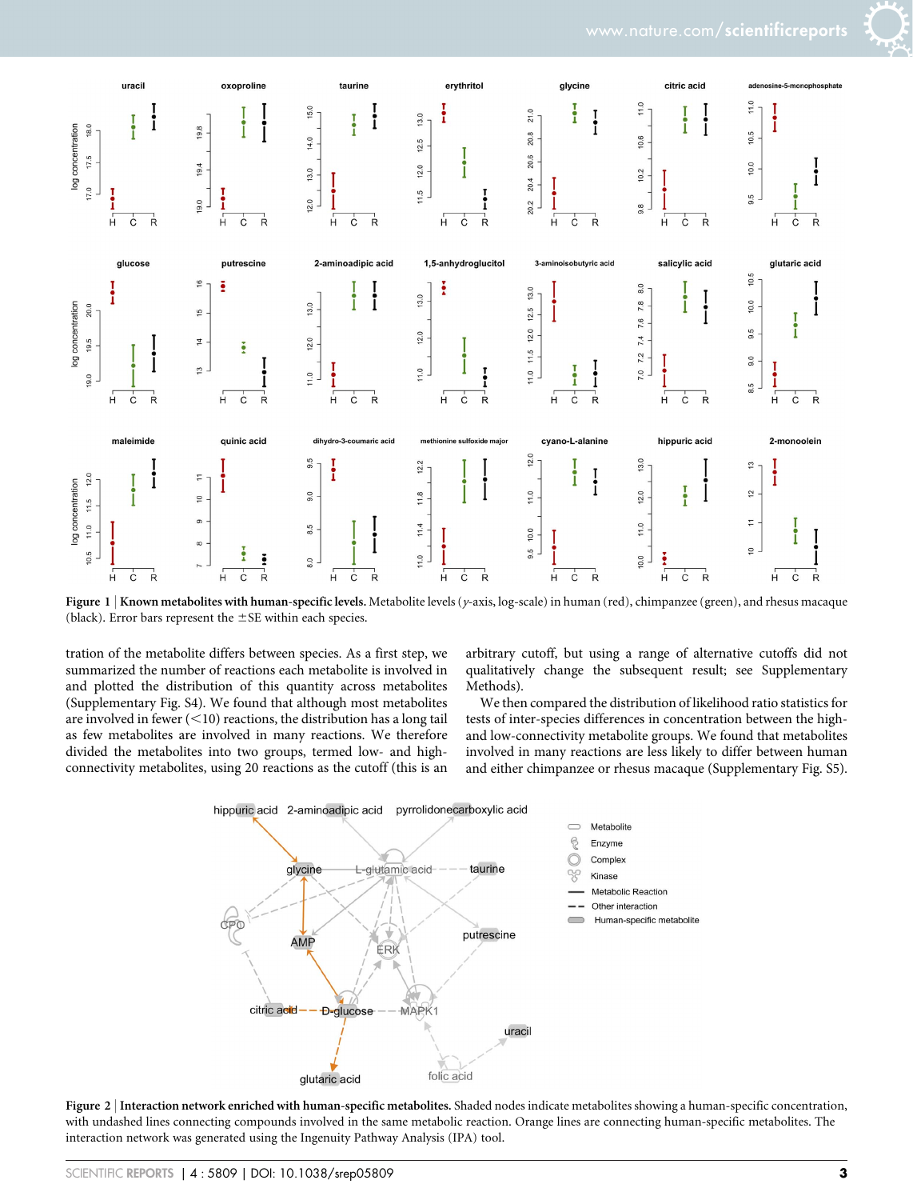**Figure 1** | **Known metabolites with human-specific levels.** Metabolite levels (*y*-axis, log-scale) in human (red), chimpanzee (green), and rhesus macaque (black). Error bars represent the ±SE within each species.

tration of the metabolite differs between species. As a first step, we summarized the number of reactions each metabolite is involved in and plotted the distribution of this quantity across metabolites (Supplementary Fig. S4). We found that although most metabolites are involved in fewer (<10) reactions, the distribution has a long tail as few metabolites are involved in many reactions. We therefore divided the metabolites into two groups, termed low- and high-connectivity metabolites, using 20 reactions as the cutoff (this is an arbitrary cutoff, but using a range of alternative cutoffs did not qualitatively change the subsequent result; see Supplementary Methods).

We then compared the distribution of likelihood ratio statistics for tests of inter-species differences in concentration between the high- and low-connectivity metabolite groups. We found that metabolites involved in many reactions are less likely to differ between human and either chimpanzee or rhesus macaque (Supplementary Fig. S5).

**Figure 2** | **Interaction network enriched with human-specific metabolites.** Shaded nodes indicate metabolites showing a human-specific concentration, with undashed lines connecting compounds involved in the same metabolic reaction. Orange lines are connecting human-specific metabolites. The interaction network was generated using the Ingenuity Pathway Analysis (IPA) tool.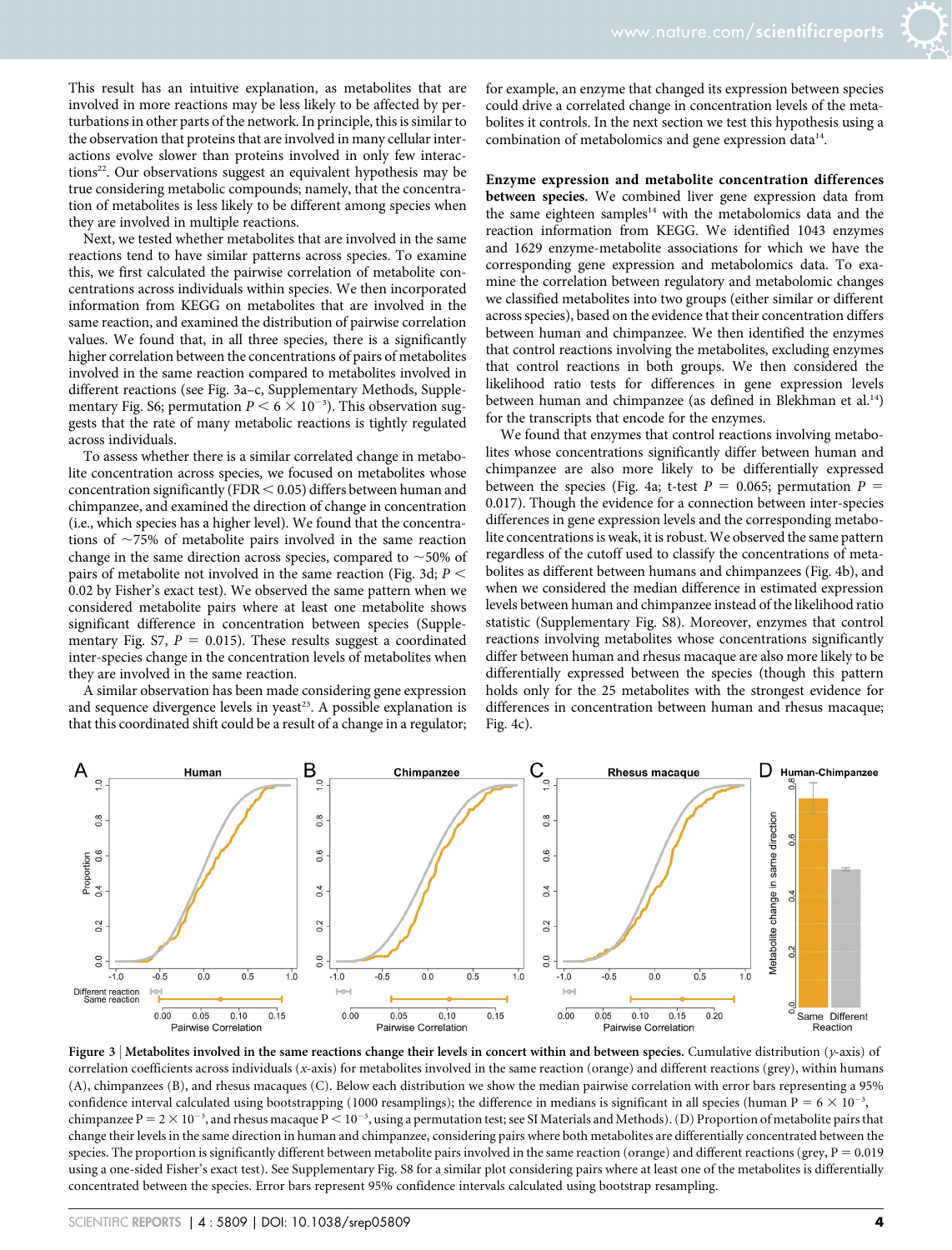This result has an intuitive explanation, as metabolites that are involved in more reactions may be less likely to be affected by perturbations in other parts of the network. In principle, this is similar to the observation that proteins that are involved in many cellular interactions evolve slower than proteins involved in only few interactions[22]. Our observations suggest an equivalent hypothesis may be true considering metabolic compounds; namely, that the concentration of metabolites is less likely to be different among species when they are involved in multiple reactions.

Next, we tested whether metabolites that are involved in the same reactions tend to have similar patterns across species. To examine this, we first calculated the pairwise correlation of metabolite concentrations across individuals within species. We then incorporated information from KEGG on metabolites that are involved in the same reaction, and examined the distribution of pairwise correlation values. We found that, in all three species, there is a significantly higher correlation between the concentrations of pairs of metabolites involved in the same reaction compared to metabolites involved in different reactions (see Fig. 3a–c, Supplementary Methods, Supplementary Fig. S6; permutation $P < 6 \times 10^{-3}$). This observation suggests that the rate of many metabolic reactions is tightly regulated across individuals.

To assess whether there is a similar correlated change in metabolite concentration across species, we focused on metabolites whose concentration significantly (FDR < 0.05) differs between human and chimpanzee, and examined the direction of change in concentration (i.e., which species has a higher level). We found that the concentrations of ~75% of metabolite pairs involved in the same reaction change in the same direction across species, compared to ~50% of pairs of metabolite not involved in the same reaction (Fig. 3d; $P < 0.02$ by Fisher's exact test). We observed the same pattern when we considered metabolite pairs where at least one metabolite shows significant difference in concentration between species (Supplementary Fig. S7, $P = 0.015$). These results suggest a coordinated inter-species change in the concentration levels of metabolites when they are involved in the same reaction.

A similar observation has been made considering gene expression and sequence divergence levels in yeast[23]. A possible explanation is that this coordinated shift could be a result of a change in a regulator; for example, an enzyme that changed its expression between species could drive a correlated change in concentration levels of the metabolites it controls. In the next section we test this hypothesis using a combination of metabolomics and gene expression data[14].

**Enzyme expression and metabolite concentration differences between species.** We combined liver gene expression data from the same eighteen samples[14] with the metabolomics data and the reaction information from KEGG. We identified 1043 enzymes and 1629 enzyme-metabolite associations for which we have the corresponding gene expression and metabolomics data. To examine the correlation between regulatory and metabolomic changes we classified metabolites into two groups (either similar or different across species), based on the evidence that their concentration differs between human and chimpanzee. We then identified the enzymes that control reactions involving the metabolites, excluding enzymes that control reactions in both groups. We then considered the likelihood ratio tests for differences in gene expression levels between human and chimpanzee (as defined in Blekhman et al.[14]) for the transcripts that encode for the enzymes.

We found that enzymes that control reactions involving metabolites whose concentrations significantly differ between human and chimpanzee are also more likely to be differentially expressed between the species (Fig. 4a; t-test $P = 0.065$; permutation $P = 0.017$). Though the evidence for a connection between inter-species differences in gene expression levels and the corresponding metabolite concentrations is weak, it is robust. We observed the same pattern regardless of the cutoff used to classify the concentrations of metabolites as different between humans and chimpanzees (Fig. 4b), and when we considered the median difference in estimated expression levels between human and chimpanzee instead of the likelihood ratio statistic (Supplementary Fig. S8). Moreover, enzymes that control reactions involving metabolites whose concentrations significantly differ between human and rhesus macaque are also more likely to be differentially expressed between the species (though this pattern holds only for the 25 metabolites with the strongest evidence for differences in concentration between human and rhesus macaque; Fig. 4c).

**Figure 3** | **Metabolites involved in the same reactions change their levels in concert within and between species.** Cumulative distribution (*y*-axis) of correlation coefficients across individuals (*x*-axis) for metabolites involved in the same reaction (orange) and different reactions (grey), within humans (A), chimpanzees (B), and rhesus macaques (C). Below each distribution we show the median pairwise correlation with error bars representing a 95% confidence interval calculated using bootstrapping (1000 resamplings); the difference in medians is significant in all species (human $P = 6 \times 10^{-3}$, chimpanzee $P = 2 \times 10^{-3}$, and rhesus macaque $P < 10^{-3}$, using a permutation test; see SI Materials and Methods). (D) Proportion of metabolite pairs that change their levels in the same direction in human and chimpanzee, considering pairs where both metabolites are differentially concentrated between the species. The proportion is significantly different between metabolite pairs involved in the same reaction (orange) and different reactions (grey, $P = 0.019$ using a one-sided Fisher's exact test). See Supplementary Fig. S8 for a similar plot considering pairs where at least one of the metabolites is differentially concentrated between the species. Error bars represent 95% confidence intervals calculated using bootstrap resampling.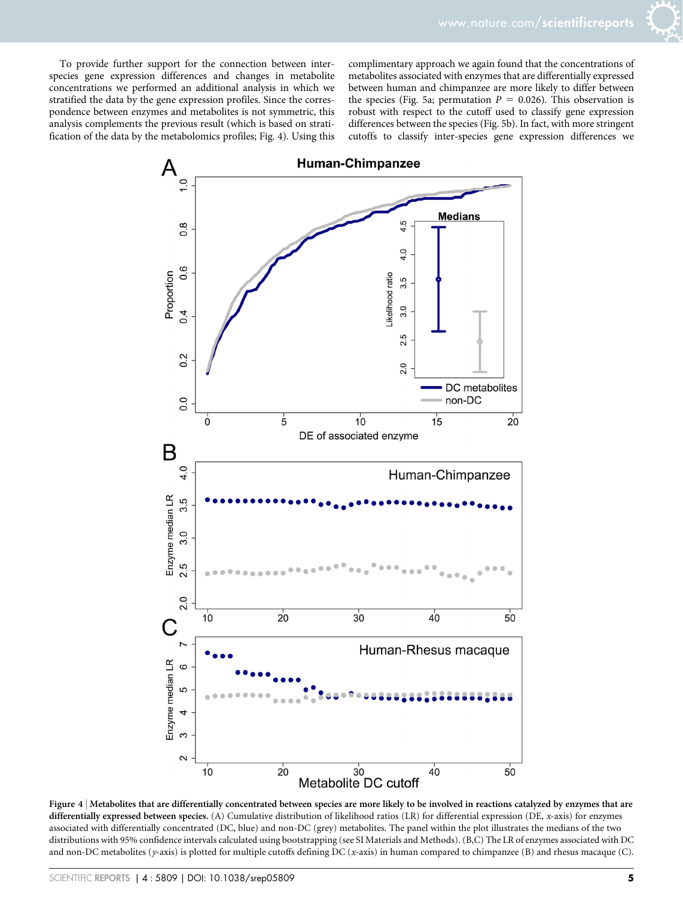To provide further support for the connection between inter-species gene expression differences and changes in metabolite concentrations we performed an additional analysis in which we stratified the data by the gene expression profiles. Since the correspondence between enzymes and metabolites is not symmetric, this analysis complements the previous result (which is based on stratification of the data by the metabolomics profiles; Fig. 4). Using this complimentary approach we again found that the concentrations of metabolites associated with enzymes that are differentially expressed between human and chimpanzee are more likely to differ between the species (Fig. 5a; permutation $P = 0.026$). This observation is robust with respect to the cutoff used to classify gene expression differences between the species (Fig. 5b). In fact, with more stringent cutoffs to classify inter-species gene expression differences we

**Figure 4** | **Metabolites that are differentially concentrated between species are more likely to be involved in reactions catalyzed by enzymes that are differentially expressed between species.** (A) Cumulative distribution of likelihood ratios (LR) for differential expression (DE, *x*-axis) for enzymes associated with differentially concentrated (DC, blue) and non-DC (grey) metabolites. The panel within the plot illustrates the medians of the two distributions with 95% confidence intervals calculated using bootstrapping (see SI Materials and Methods). (B,C) The LR of enzymes associated with DC and non-DC metabolites (*y*-axis) is plotted for multiple cutoffs defining DC (*x*-axis) in human compared to chimpanzee (B) and rhesus macaque (C).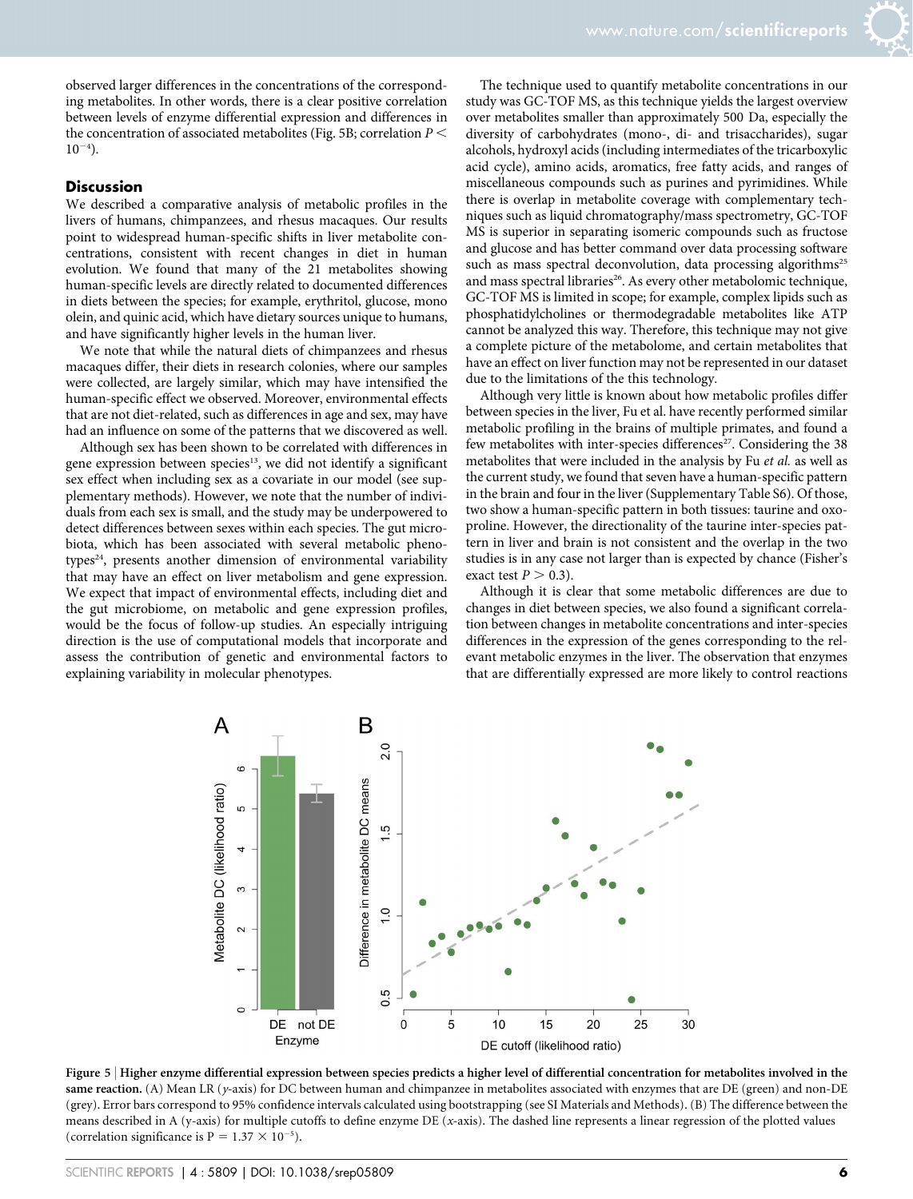observed larger differences in the concentrations of the corresponding metabolites. In other words, there is a clear positive correlation between levels of enzyme differential expression and differences in the concentration of associated metabolites (Fig. 5B; correlation $P < 10^{-4}$).

## Discussion

We described a comparative analysis of metabolic profiles in the livers of humans, chimpanzees, and rhesus macaques. Our results point to widespread human-specific shifts in liver metabolite concentrations, consistent with recent changes in diet in human evolution. We found that many of the 21 metabolites showing human-specific levels are directly related to documented differences in diets between the species; for example, erythritol, glucose, mono olein, and quinic acid, which have dietary sources unique to humans, and have significantly higher levels in the human liver.

We note that while the natural diets of chimpanzees and rhesus macaques differ, their diets in research colonies, where our samples were collected, are largely similar, which may have intensified the human-specific effect we observed. Moreover, environmental effects that are not diet-related, such as differences in age and sex, may have had an influence on some of the patterns that we discovered as well.

Although sex has been shown to be correlated with differences in gene expression between species[13], we did not identify a significant sex effect when including sex as a covariate in our model (see supplementary methods). However, we note that the number of individuals from each sex is small, and the study may be underpowered to detect differences between sexes within each species. The gut microbiota, which has been associated with several metabolic phenotypes[24], presents another dimension of environmental variability that may have an effect on liver metabolism and gene expression. We expect that impact of environmental effects, including diet and the gut microbiome, on metabolic and gene expression profiles, would be the focus of follow-up studies. An especially intriguing direction is the use of computational models that incorporate and assess the contribution of genetic and environmental factors to explaining variability in molecular phenotypes.

The technique used to quantify metabolite concentrations in our study was GC-TOF MS, as this technique yields the largest overview over metabolites smaller than approximately 500 Da, especially the diversity of carbohydrates (mono-, di- and trisaccharides), sugar alcohols, hydroxyl acids (including intermediates of the tricarboxylic acid cycle), amino acids, aromatics, free fatty acids, and ranges of miscellaneous compounds such as purines and pyrimidines. While there is overlap in metabolite coverage with complementary techniques such as liquid chromatography/mass spectrometry, GC-TOF MS is superior in separating isomeric compounds such as fructose and glucose and has better command over data processing software such as mass spectral deconvolution, data processing algorithms[25] and mass spectral libraries[26]. As every other metabolomic technique, GC-TOF MS is limited in scope; for example, complex lipids such as phosphatidylcholines or thermodegradable metabolites like ATP cannot be analyzed this way. Therefore, this technique may not give a complete picture of the metabolome, and certain metabolites that have an effect on liver function may not be represented in our dataset due to the limitations of the this technology.

Although very little is known about how metabolic profiles differ between species in the liver, Fu et al. have recently performed similar metabolic profiling in the brains of multiple primates, and found a few metabolites with inter-species differences[27]. Considering the 38 metabolites that were included in the analysis by Fu *et al.* as well as the current study, we found that seven have a human-specific pattern in the brain and four in the liver (Supplementary Table S6). Of those, two show a human-specific pattern in both tissues: taurine and oxoproline. However, the directionality of the taurine inter-species pattern in liver and brain is not consistent and the overlap in the two studies is in any case not larger than is expected by chance (Fisher's exact test $P > 0.3$).

Although it is clear that some metabolic differences are due to changes in diet between species, we also found a significant correlation between changes in metabolite concentrations and inter-species differences in the expression of the genes corresponding to the relevant metabolic enzymes in the liver. The observation that enzymes that are differentially expressed are more likely to control reactions

**Figure 5 | Higher enzyme differential expression between species predicts a higher level of differential concentration for metabolites involved in the same reaction.** (A) Mean LR (*y*-axis) for DC between human and chimpanzee in metabolites associated with enzymes that are DE (green) and non-DE (grey). Error bars correspond to 95% confidence intervals calculated using bootstrapping (see SI Materials and Methods). (B) The difference between the means described in A (*y*-axis) for multiple cutoffs to define enzyme DE (*x*-axis). The dashed line represents a linear regression of the plotted values (correlation significance is $P = 1.37 \times 10^{-5}$).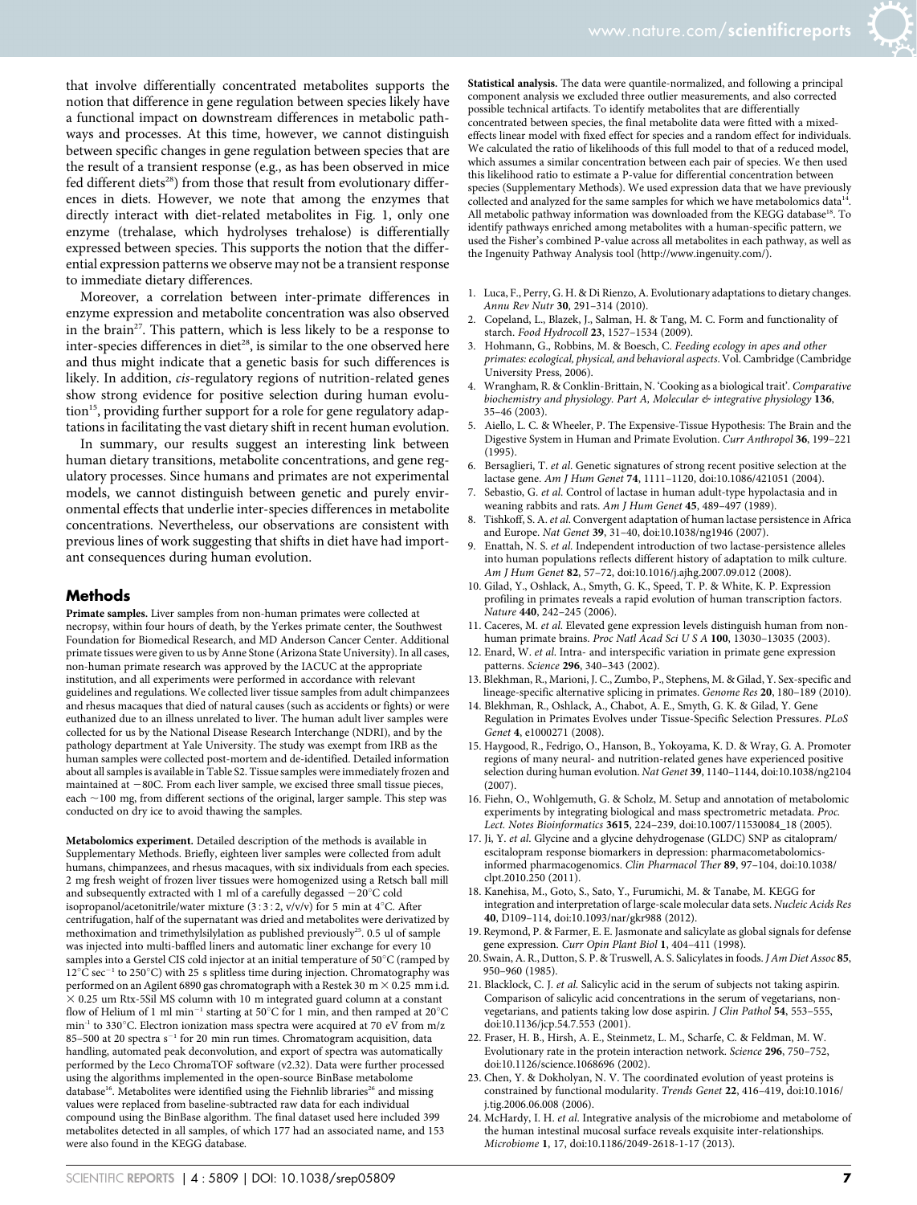that involve differentially concentrated metabolites supports the notion that difference in gene regulation between species likely have a functional impact on downstream differences in metabolic pathways and processes. At this time, however, we cannot distinguish between specific changes in gene regulation between species that are the result of a transient response (e.g., as has been observed in mice fed different diets[28]) from those that result from evolutionary differences in diets. However, we note that among the enzymes that directly interact with diet-related metabolites in Fig. 1, only one enzyme (trehalase, which hydrolyses trehalose) is differentially expressed between species. This supports the notion that the differential expression patterns we observe may not be a transient response to immediate dietary differences.

Moreover, a correlation between inter-primate differences in enzyme expression and metabolite concentration was also observed in the brain[27]. This pattern, which is less likely to be a response to inter-species differences in diet[28], is similar to the one observed here and thus might indicate that a genetic basis for such differences is likely. In addition, *cis*-regulatory regions of nutrition-related genes show strong evidence for positive selection during human evolution[15], providing further support for a role for gene regulatory adaptations in facilitating the vast dietary shift in recent human evolution.

In summary, our results suggest an interesting link between human dietary transitions, metabolite concentrations, and gene regulatory processes. Since humans and primates are not experimental models, we cannot distinguish between genetic and purely environmental effects that underlie inter-species differences in metabolite concentrations. Nevertheless, our observations are consistent with previous lines of work suggesting that shifts in diet have had important consequences during human evolution.

## Methods

**Primate samples.** Liver samples from non-human primates were collected at necropsy, within four hours of death, by the Yerkes primate center, the Southwest Foundation for Biomedical Research, and MD Anderson Cancer Center. Additional primate tissues were given to us by Anne Stone (Arizona State University). In all cases, non-human primate research was approved by the IACUC at the appropriate institution, and all experiments were performed in accordance with relevant guidelines and regulations. We collected liver tissue samples from adult chimpanzees and rhesus macaques that died of natural causes (such as accidents or fights) or were euthanized due to an illness unrelated to liver. The human adult liver samples were collected for us by the National Disease Research Interchange (NDRI), and by the pathology department at Yale University. The study was exempt from IRB as the human samples were collected post-mortem and de-identified. Detailed information about all samples is available in Table S2. Tissue samples were immediately frozen and maintained at −80C. From each liver sample, we excised three small tissue pieces, each ~100 mg, from different sections of the original, larger sample. This step was conducted on dry ice to avoid thawing the samples.

**Metabolomics experiment.** Detailed description of the methods is available in Supplementary Methods. Briefly, eighteen liver samples were collected from adult humans, chimpanzees, and rhesus macaques, with six individuals from each species. 2 mg fresh weight of frozen liver tissues were homogenized using a Retsch ball mill and subsequently extracted with 1 ml of a carefully degassed −20°C cold isopropanol/acetonitrile/water mixture (3 : 3 : 2, v/v/v) for 5 min at 4°C. After centrifugation, half of the supernatant was dried and metabolites were derivatized by methoximation and trimethylsilylation as published previously[25]. 0.5 ul of sample was injected into multi-baffled liners and automatic liner exchange for every 10 samples into a Gerstel CIS cold injector at an initial temperature of 50°C (ramped by 12°C $sec^{-1}$ to 250°C) with 25 s splitless time during injection. Chromatography was performed on an Agilent 6890 gas chromatograph with a Restek 30 m × 0.25 mm i.d. × 0.25 um Rtx-5Sil MS column with 10 m integrated guard column at a constant flow of Helium of 1 ml $min^{-1}$ starting at 50°C for 1 min, and then ramped at 20°C $min^{-1}$ to 330°C. Electron ionization mass spectra were acquired at 70 eV from m/z 85–500 at 20 spectra $s^{-1}$ for 20 min run times. Chromatogram acquisition, data handling, automated peak deconvolution, and export of spectra was automatically performed by the Leco ChromaTOF software (v2.32). Data were further processed using the algorithms implemented in the open-source BinBase metabolome database[16]. Metabolites were identified using the Fiehnlib libraries[26] and missing values were replaced from baseline-subtracted raw data for each individual compound using the BinBase algorithm. The final dataset used here included 399 metabolites detected in all samples, of which 177 had an associated name, and 153 were also found in the KEGG database.

**Statistical analysis.** The data were quantile-normalized, and following a principal component analysis we excluded three outlier measurements, and also corrected possible technical artifacts. To identify metabolites that are differentially concentrated between species, the final metabolite data were fitted with a mixed-effects linear model with fixed effect for species and a random effect for individuals. We calculated the ratio of likelihoods of this full model to that of a reduced model, which assumes a similar concentration between each pair of species. We then used this likelihood ratio to estimate a P-value for differential concentration between species (Supplementary Methods). We used expression data that we have previously collected and analyzed for the same samples for which we have metabolomics data[14]. All metabolic pathway information was downloaded from the KEGG database[18]. To identify pathways enriched among metabolites with a human-specific pattern, we used the Fisher's combined P-value across all metabolites in each pathway, as well as the Ingenuity Pathway Analysis tool (http://www.ingenuity.com/).

1. Luca, F., Perry, G. H. & Di Rienzo, A. Evolutionary adaptations to dietary changes. *Annu Rev Nutr* **30**, 291–314 (2010).
2. Copeland, L., Blazek, J., Salman, H. & Tang, M. C. Form and functionality of starch. *Food Hydrocoll* **23**, 1527–1534 (2009).
3. Hohmann, G., Robbins, M. & Boesch, C. *Feeding ecology in apes and other primates: ecological, physical, and behavioral aspects*. Vol. Cambridge (Cambridge University Press, 2006).
4. Wrangham, R. & Conklin-Brittain, N. 'Cooking as a biological trait'. *Comparative biochemistry and physiology. Part A, Molecular & integrative physiology* **136**, 35–46 (2003).
5. Aiello, L. C. & Wheeler, P. The Expensive-Tissue Hypothesis: The Brain and the Digestive System in Human and Primate Evolution. *Curr Anthropol* **36**, 199–221 (1995).
6. Bersaglieri, T. *et al*. Genetic signatures of strong recent positive selection at the lactase gene. *Am J Hum Genet* **74**, 1111–1120, doi:10.1086/421051 (2004).
7. Sebastio, G. *et al*. Control of lactase in human adult-type hypolactasia and in weaning rabbits and rats. *Am J Hum Genet* **45**, 489–497 (1989).
8. Tishkoff, S. A. *et al*. Convergent adaptation of human lactase persistence in Africa and Europe. *Nat Genet* **39**, 31–40, doi:10.1038/ng1946 (2007).
9. Enattah, N. S. *et al*. Independent introduction of two lactase-persistence alleles into human populations reflects different history of adaptation to milk culture. *Am J Hum Genet* **82**, 57–72, doi:10.1016/j.ajhg.2007.09.012 (2008).
10. Gilad, Y., Oshlack, A., Smyth, G. K., Speed, T. P. & White, K. P. Expression profiling in primates reveals a rapid evolution of human transcription factors. *Nature* **440**, 242–245 (2006).
11. Caceres, M. *et al*. Elevated gene expression levels distinguish human from non-human primate brains. *Proc Natl Acad Sci U S A* **100**, 13030–13035 (2003).
12. Enard, W. *et al*. Intra- and interspecific variation in primate gene expression patterns. *Science* **296**, 340–343 (2002).
13. Blekhman, R., Marioni, J. C., Zumbo, P., Stephens, M. & Gilad, Y. Sex-specific and lineage-specific alternative splicing in primates. *Genome Res* **20**, 180–189 (2010).
14. Blekhman, R., Oshlack, A., Chabot, A. E., Smyth, G. K. & Gilad, Y. Gene Regulation in Primates Evolves under Tissue-Specific Selection Pressures. *PLoS Genet* **4**, e1000271 (2008).
15. Haygood, R., Fedrigo, O., Hanson, B., Yokoyama, K. D. & Wray, G. A. Promoter regions of many neural- and nutrition-related genes have experienced positive selection during human evolution. *Nat Genet* **39**, 1140–1144, doi:10.1038/ng2104 (2007).
16. Fiehn, O., Wohlgemuth, G. & Scholz, M. Setup and annotation of metabolomic experiments by integrating biological and mass spectrometric metadata. *Proc. Lect. Notes Bioinformatics* **3615**, 224–239, doi:10.1007/11530084_18 (2005).
17. Ji, Y. *et al*. Glycine and a glycine dehydrogenase (GLDC) SNP as citalopram/escitalopram response biomarkers in depression: pharmacometabolomics-informed pharmacogenomics. *Clin Pharmacol Ther* **89**, 97–104, doi:10.1038/clpt.2010.250 (2011).
18. Kanehisa, M., Goto, S., Sato, Y., Furumichi, M. & Tanabe, M. KEGG for integration and interpretation of large-scale molecular data sets. *Nucleic Acids Res* **40**, D109–114, doi:10.1093/nar/gkr988 (2012).
19. Reymond, P. & Farmer, E. E. Jasmonate and salicylate as global signals for defense gene expression. *Curr Opin Plant Biol* **1**, 404–411 (1998).
20. Swain, A. R., Dutton, S. P. & Truswell, A. S. Salicylates in foods. *J Am Diet Assoc* **85**, 950–960 (1985).
21. Blacklock, C. J. *et al*. Salicylic acid in the serum of subjects not taking aspirin. Comparison of salicylic acid concentrations in the serum of vegetarians, non-vegetarians, and patients taking low dose aspirin. *J Clin Pathol* **54**, 553–555, doi:10.1136/jcp.54.7.553 (2001).
22. Fraser, H. B., Hirsh, A. E., Steinmetz, L. M., Scharfe, C. & Feldman, M. W. Evolutionary rate in the protein interaction network. *Science* **296**, 750–752, doi:10.1126/science.1068696 (2002).
23. Chen, Y. & Dokholyan, N. V. The coordinated evolution of yeast proteins is constrained by functional modularity. *Trends Genet* **22**, 416–419, doi:10.1016/j.tig.2006.06.008 (2006).
24. McHardy, I. H. *et al*. Integrative analysis of the microbiome and metabolome of the human intestinal mucosal surface reveals exquisite inter-relationships. *Microbiome* **1**, 17, doi:10.1186/2049-2618-1-17 (2013).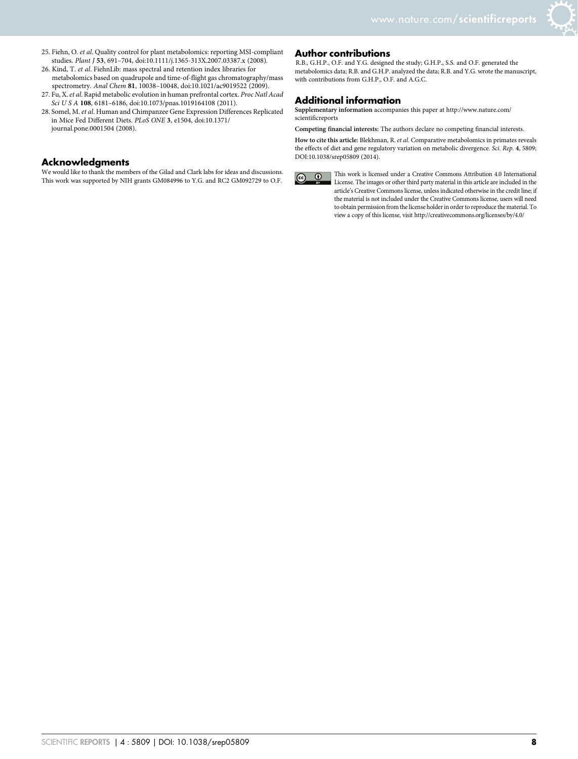25. Fiehn, O. *et al*. Quality control for plant metabolomics: reporting MSI-compliant studies. *Plant J* **53**, 691–704, doi:10.1111/j.1365-313X.2007.03387.x (2008).
26. Kind, T. *et al*. FiehnLib: mass spectral and retention index libraries for metabolomics based on quadrupole and time-of-flight gas chromatography/mass spectrometry. *Anal Chem* **81**, 10038–10048, doi:10.1021/ac9019522 (2009).
27. Fu, X. *et al*. Rapid metabolic evolution in human prefrontal cortex. *Proc Natl Acad Sci U S A* **108**, 6181–6186, doi:10.1073/pnas.1019164108 (2011).
28. Somel, M. *et al*. Human and Chimpanzee Gene Expression Differences Replicated in Mice Fed Different Diets. *PLoS ONE* **3**, e1504, doi:10.1371/journal.pone.0001504 (2008).

## Acknowledgments

We would like to thank the members of the Gilad and Clark labs for ideas and discussions. This work was supported by NIH grants GM084996 to Y.G. and RC2 GM092729 to O.F.

## Author contributions

R.B., G.H.P., O.F. and Y.G. designed the study; G.H.P., S.S. and O.F. generated the metabolomics data; R.B. and G.H.P. analyzed the data; R.B. and Y.G. wrote the manuscript, with contributions from G.H.P., O.F. and A.G.C.

## Additional information

**Supplementary information** accompanies this paper at http://www.nature.com/scientificreports

**Competing financial interests:** The authors declare no competing financial interests.

**How to cite this article:** Blekhman, R. *et al*. Comparative metabolomics in primates reveals the effects of diet and gene regulatory variation on metabolic divergence. *Sci. Rep.* **4**, 5809; DOI:10.1038/srep05809 (2014).

This work is licensed under a Creative Commons Attribution 4.0 International License. The images or other third party material in this article are included in the article's Creative Commons license, unless indicated otherwise in the credit line; if the material is not included under the Creative Commons license, users will need to obtain permission from the license holder in order to reproduce the material. To view a copy of this license, visit http://creativecommons.org/licenses/by/4.0/